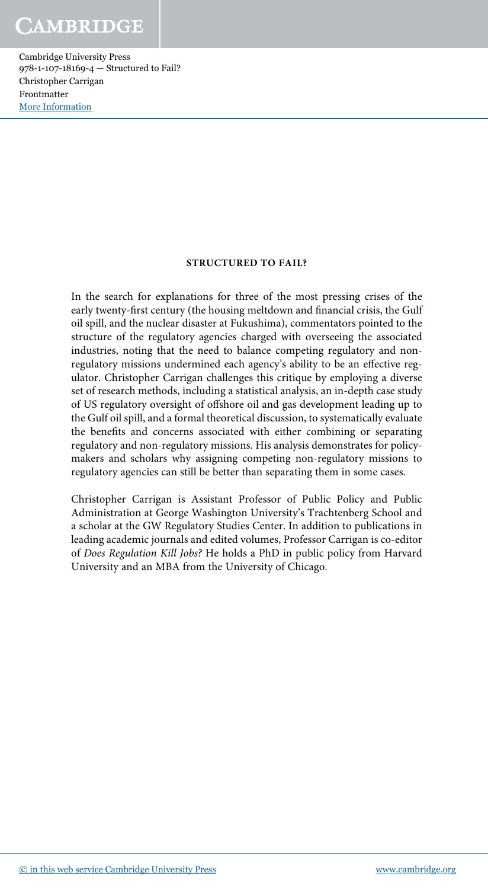# STRUCTURED TO FAIL?

In the search for explanations for three of the most pressing crises of the early twenty-first century (the housing meltdown and financial crisis, the Gulf oil spill, and the nuclear disaster at Fukushima), commentators pointed to the structure of the regulatory agencies charged with overseeing the associated industries, noting that the need to balance competing regulatory and non-regulatory missions undermined each agency's ability to be an effective regulator. Christopher Carrigan challenges this critique by employing a diverse set of research methods, including a statistical analysis, an in-depth case study of US regulatory oversight of offshore oil and gas development leading up to the Gulf oil spill, and a formal theoretical discussion, to systematically evaluate the benefits and concerns associated with either combining or separating regulatory and non-regulatory missions. His analysis demonstrates for policymakers and scholars why assigning competing non-regulatory missions to regulatory agencies can still be better than separating them in some cases.

Christopher Carrigan is Assistant Professor of Public Policy and Public Administration at George Washington University's Trachtenberg School and a scholar at the GW Regulatory Studies Center. In addition to publications in leading academic journals and edited volumes, Professor Carrigan is co-editor of *Does Regulation Kill Jobs?* He holds a PhD in public policy from Harvard University and an MBA from the University of Chicago.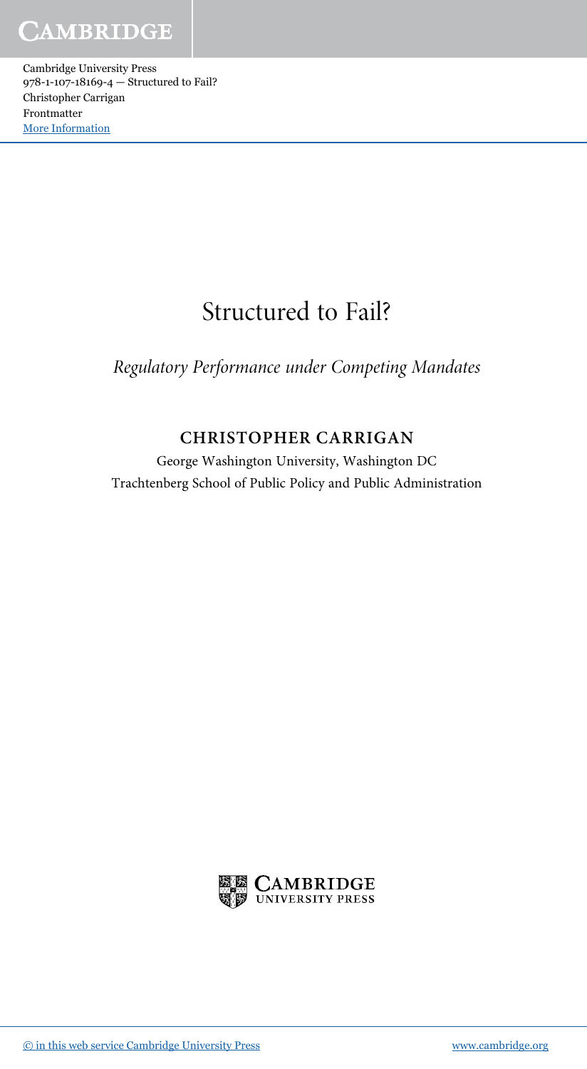# Structured to Fail?

*Regulatory Performance under Competing Mandates*

**CHRISTOPHER CARRIGAN**

George Washington University, Washington DC
Trachtenberg School of Public Policy and Public Administration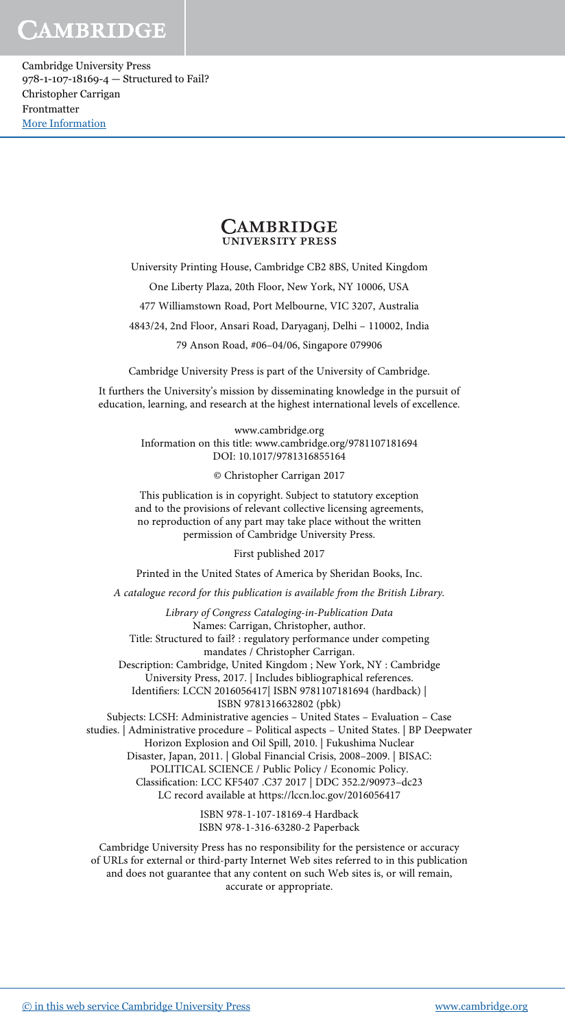CAMBRIDGE
UNIVERSITY PRESS

University Printing House, Cambridge CB2 8BS, United Kingdom

One Liberty Plaza, 20th Floor, New York, NY 10006, USA

477 Williamstown Road, Port Melbourne, VIC 3207, Australia

4843/24, 2nd Floor, Ansari Road, Daryaganj, Delhi – 110002, India

79 Anson Road, #06–04/06, Singapore 079906

Cambridge University Press is part of the University of Cambridge.

It furthers the University's mission by disseminating knowledge in the pursuit of education, learning, and research at the highest international levels of excellence.

www.cambridge.org
Information on this title: www.cambridge.org/9781107181694
DOI: 10.1017/9781316855164

© Christopher Carrigan 2017

This publication is in copyright. Subject to statutory exception and to the provisions of relevant collective licensing agreements, no reproduction of any part may take place without the written permission of Cambridge University Press.

First published 2017

Printed in the United States of America by Sheridan Books, Inc.

*A catalogue record for this publication is available from the British Library.*

*Library of Congress Cataloging-in-Publication Data*
Names: Carrigan, Christopher, author.
Title: Structured to fail? : regulatory performance under competing mandates / Christopher Carrigan.
Description: Cambridge, United Kingdom ; New York, NY : Cambridge University Press, 2017. | Includes bibliographical references.
Identifiers: LCCN 2016056417| ISBN 9781107181694 (hardback) | ISBN 9781316632802 (pbk)
Subjects: LCSH: Administrative agencies – United States – Evaluation – Case studies. | Administrative procedure – Political aspects – United States. | BP Deepwater Horizon Explosion and Oil Spill, 2010. | Fukushima Nuclear Disaster, Japan, 2011. | Global Financial Crisis, 2008–2009. | BISAC: POLITICAL SCIENCE / Public Policy / Economic Policy.
Classification: LCC KF5407 .C37 2017 | DDC 352.2/90973–dc23
LC record available at https://lccn.loc.gov/2016056417

ISBN 978-1-107-18169-4 Hardback
ISBN 978-1-316-63280-2 Paperback

Cambridge University Press has no responsibility for the persistence or accuracy of URLs for external or third-party Internet Web sites referred to in this publication and does not guarantee that any content on such Web sites is, or will remain, accurate or appropriate.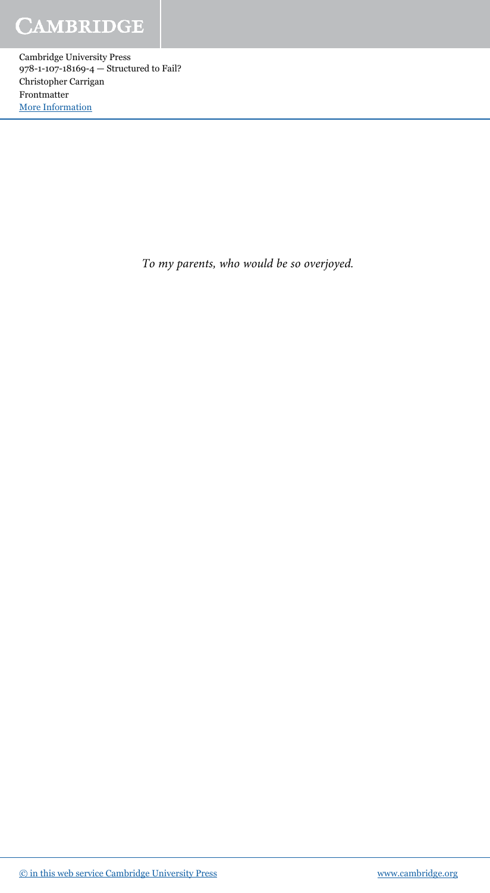*To my parents, who would be so overjoyed.*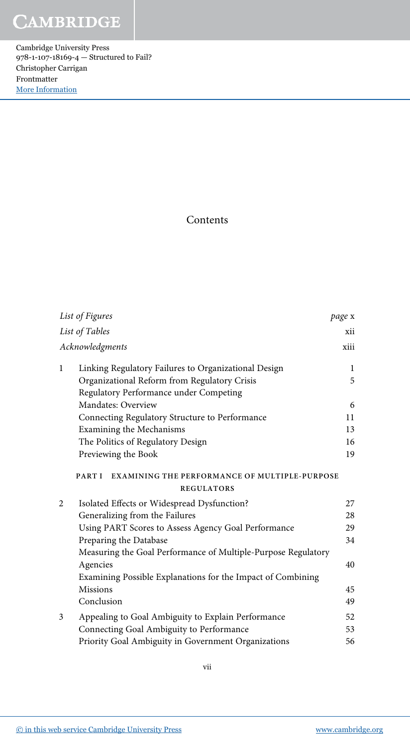# Contents

| | | |
|---|---|---|
| *List of Figures* | | *page* x |
| *List of Tables* | | xii |
| *Acknowledgments* | | xiii |
| 1 | Linking Regulatory Failures to Organizational Design | 1 |
| | Organizational Reform from Regulatory Crisis | 5 |
| | Regulatory Performance under Competing Mandates: Overview | 6 |
| | Connecting Regulatory Structure to Performance | 11 |
| | Examining the Mechanisms | 13 |
| | The Politics of Regulatory Design | 16 |
| | Previewing the Book | 19 |
| | **PART I EXAMINING THE PERFORMANCE OF MULTIPLE-PURPOSE REGULATORS** | |
| 2 | Isolated Effects or Widespread Dysfunction? | 27 |
| | Generalizing from the Failures | 28 |
| | Using PART Scores to Assess Agency Goal Performance | 29 |
| | Preparing the Database | 34 |
| | Measuring the Goal Performance of Multiple-Purpose Regulatory Agencies | 40 |
| | Examining Possible Explanations for the Impact of Combining Missions | 45 |
| | Conclusion | 49 |
| 3 | Appealing to Goal Ambiguity to Explain Performance | 52 |
| | Connecting Goal Ambiguity to Performance | 53 |
| | Priority Goal Ambiguity in Government Organizations | 56 |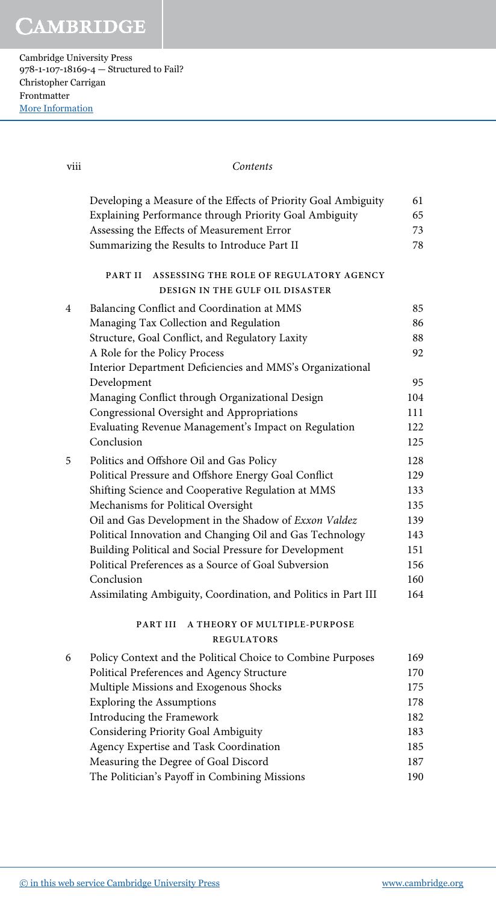| | | |
|---|---|---|
| | Developing a Measure of the Effects of Priority Goal Ambiguity | 61 |
| | Explaining Performance through Priority Goal Ambiguity | 65 |
| | Assessing the Effects of Measurement Error | 73 |
| | Summarizing the Results to Introduce Part II | 78 |

**PART II ASSESSING THE ROLE OF REGULATORY AGENCY DESIGN IN THE GULF OIL DISASTER**

| | | |
|---|---|---|
| 4 | Balancing Conflict and Coordination at MMS | 85 |
| | Managing Tax Collection and Regulation | 86 |
| | Structure, Goal Conflict, and Regulatory Laxity | 88 |
| | A Role for the Policy Process | 92 |
| | Interior Department Deficiencies and MMS's Organizational Development | 95 |
| | Managing Conflict through Organizational Design | 104 |
| | Congressional Oversight and Appropriations | 111 |
| | Evaluating Revenue Management's Impact on Regulation | 122 |
| | Conclusion | 125 |
| 5 | Politics and Offshore Oil and Gas Policy | 128 |
| | Political Pressure and Offshore Energy Goal Conflict | 129 |
| | Shifting Science and Cooperative Regulation at MMS | 133 |
| | Mechanisms for Political Oversight | 135 |
| | Oil and Gas Development in the Shadow of *Exxon Valdez* | 139 |
| | Political Innovation and Changing Oil and Gas Technology | 143 |
| | Building Political and Social Pressure for Development | 151 |
| | Political Preferences as a Source of Goal Subversion | 156 |
| | Conclusion | 160 |
| | Assimilating Ambiguity, Coordination, and Politics in Part III | 164 |

**PART III A THEORY OF MULTIPLE-PURPOSE REGULATORS**

| | | |
|---|---|---|
| 6 | Policy Context and the Political Choice to Combine Purposes | 169 |
| | Political Preferences and Agency Structure | 170 |
| | Multiple Missions and Exogenous Shocks | 175 |
| | Exploring the Assumptions | 178 |
| | Introducing the Framework | 182 |
| | Considering Priority Goal Ambiguity | 183 |
| | Agency Expertise and Task Coordination | 185 |
| | Measuring the Degree of Goal Discord | 187 |
| | The Politician's Payoff in Combining Missions | 190 |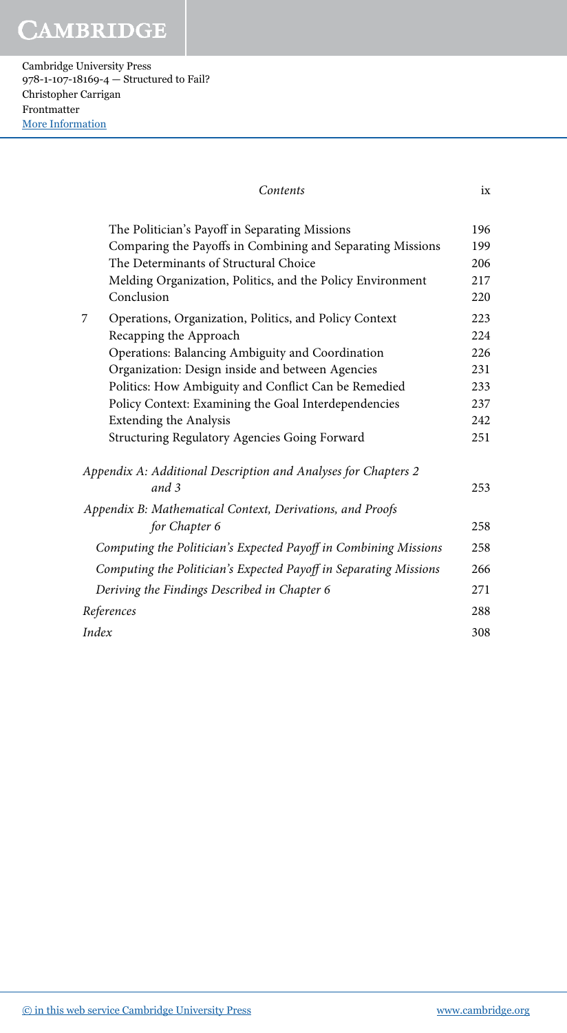| | | |
|---|---|---|
| | The Politician's Payoff in Separating Missions | 196 |
| | Comparing the Payoffs in Combining and Separating Missions | 199 |
| | The Determinants of Structural Choice | 206 |
| | Melding Organization, Politics, and the Policy Environment | 217 |
| | Conclusion | 220 |
| 7 | Operations, Organization, Politics, and Policy Context | 223 |
| | Recapping the Approach | 224 |
| | Operations: Balancing Ambiguity and Coordination | 226 |
| | Organization: Design inside and between Agencies | 231 |
| | Politics: How Ambiguity and Conflict Can be Remedied | 233 |
| | Policy Context: Examining the Goal Interdependencies | 237 |
| | Extending the Analysis | 242 |
| | Structuring Regulatory Agencies Going Forward | 251 |

| | |
|---|---|
| *Appendix A: Additional Description and Analyses for Chapters 2 and 3* | 253 |
| *Appendix B: Mathematical Context, Derivations, and Proofs for Chapter 6* | 258 |
| *Computing the Politician's Expected Payoff in Combining Missions* | 258 |
| *Computing the Politician's Expected Payoff in Separating Missions* | 266 |
| *Deriving the Findings Described in Chapter 6* | 271 |
| *References* | 288 |
| *Index* | 308 |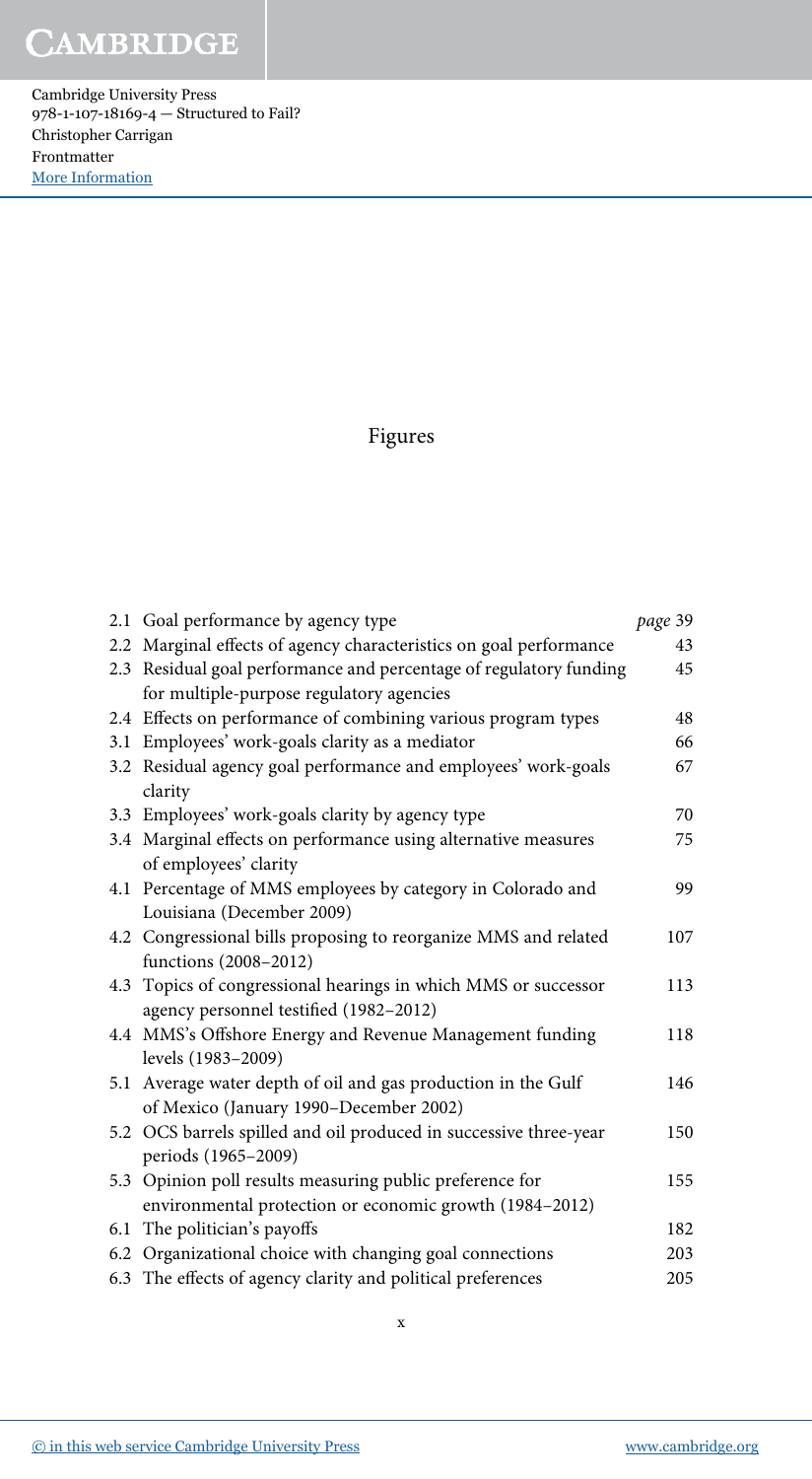# Figures

| | | page |
|---|---|---|
| 2.1 | Goal performance by agency type | *page* 39 |
| 2.2 | Marginal effects of agency characteristics on goal performance | 43 |
| 2.3 | Residual goal performance and percentage of regulatory funding for multiple-purpose regulatory agencies | 45 |
| 2.4 | Effects on performance of combining various program types | 48 |
| 3.1 | Employees' work-goals clarity as a mediator | 66 |
| 3.2 | Residual agency goal performance and employees' work-goals clarity | 67 |
| 3.3 | Employees' work-goals clarity by agency type | 70 |
| 3.4 | Marginal effects on performance using alternative measures of employees' clarity | 75 |
| 4.1 | Percentage of MMS employees by category in Colorado and Louisiana (December 2009) | 99 |
| 4.2 | Congressional bills proposing to reorganize MMS and related functions (2008–2012) | 107 |
| 4.3 | Topics of congressional hearings in which MMS or successor agency personnel testified (1982–2012) | 113 |
| 4.4 | MMS's Offshore Energy and Revenue Management funding levels (1983–2009) | 118 |
| 5.1 | Average water depth of oil and gas production in the Gulf of Mexico (January 1990–December 2002) | 146 |
| 5.2 | OCS barrels spilled and oil produced in successive three-year periods (1965–2009) | 150 |
| 5.3 | Opinion poll results measuring public preference for environmental protection or economic growth (1984–2012) | 155 |
| 6.1 | The politician's payoffs | 182 |
| 6.2 | Organizational choice with changing goal connections | 203 |
| 6.3 | The effects of agency clarity and political preferences | 205 |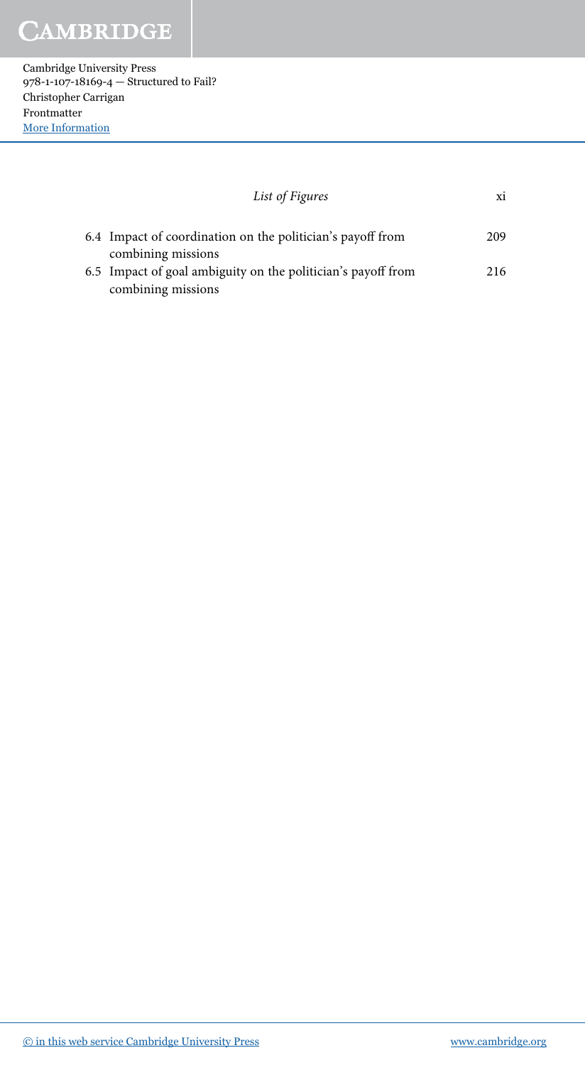6.4 Impact of coordination on the politician's payoff from combining missions 209

6.5 Impact of goal ambiguity on the politician's payoff from combining missions 216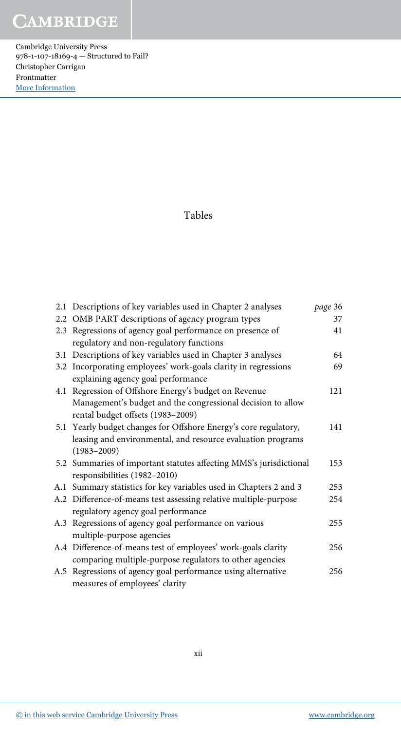# Tables

| | | *page* |
|---|---|---|
| 2.1 | Descriptions of key variables used in Chapter 2 analyses | 36 |
| 2.2 | OMB PART descriptions of agency program types | 37 |
| 2.3 | Regressions of agency goal performance on presence of regulatory and non-regulatory functions | 41 |
| 3.1 | Descriptions of key variables used in Chapter 3 analyses | 64 |
| 3.2 | Incorporating employees' work-goals clarity in regressions explaining agency goal performance | 69 |
| 4.1 | Regression of Offshore Energy's budget on Revenue Management's budget and the congressional decision to allow rental budget offsets (1983–2009) | 121 |
| 5.1 | Yearly budget changes for Offshore Energy's core regulatory, leasing and environmental, and resource evaluation programs (1983–2009) | 141 |
| 5.2 | Summaries of important statutes affecting MMS's jurisdictional responsibilities (1982–2010) | 153 |
| A.1 | Summary statistics for key variables used in Chapters 2 and 3 | 253 |
| A.2 | Difference-of-means test assessing relative multiple-purpose regulatory agency goal performance | 254 |
| A.3 | Regressions of agency goal performance on various multiple-purpose agencies | 255 |
| A.4 | Difference-of-means test of employees' work-goals clarity comparing multiple-purpose regulators to other agencies | 256 |
| A.5 | Regressions of agency goal performance using alternative measures of employees' clarity | 256 |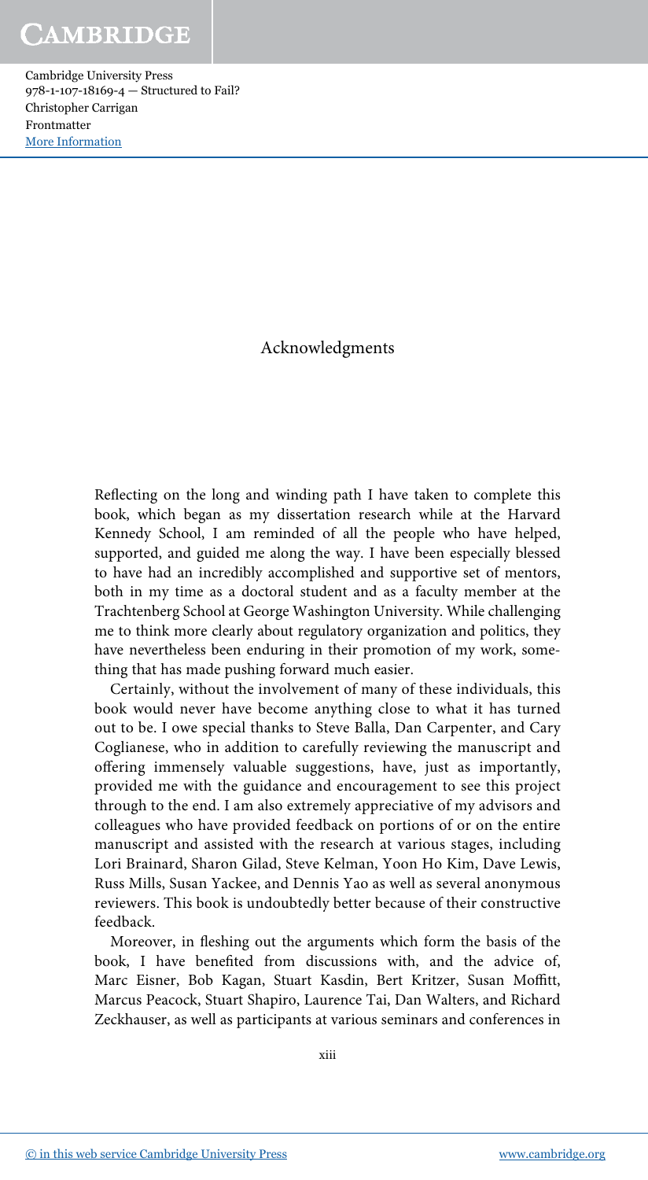# Acknowledgments

Reflecting on the long and winding path I have taken to complete this book, which began as my dissertation research while at the Harvard Kennedy School, I am reminded of all the people who have helped, supported, and guided me along the way. I have been especially blessed to have had an incredibly accomplished and supportive set of mentors, both in my time as a doctoral student and as a faculty member at the Trachtenberg School at George Washington University. While challenging me to think more clearly about regulatory organization and politics, they have nevertheless been enduring in their promotion of my work, something that has made pushing forward much easier.

Certainly, without the involvement of many of these individuals, this book would never have become anything close to what it has turned out to be. I owe special thanks to Steve Balla, Dan Carpenter, and Cary Coglianese, who in addition to carefully reviewing the manuscript and offering immensely valuable suggestions, have, just as importantly, provided me with the guidance and encouragement to see this project through to the end. I am also extremely appreciative of my advisors and colleagues who have provided feedback on portions of or on the entire manuscript and assisted with the research at various stages, including Lori Brainard, Sharon Gilad, Steve Kelman, Yoon Ho Kim, Dave Lewis, Russ Mills, Susan Yackee, and Dennis Yao as well as several anonymous reviewers. This book is undoubtedly better because of their constructive feedback.

Moreover, in fleshing out the arguments which form the basis of the book, I have benefited from discussions with, and the advice of, Marc Eisner, Bob Kagan, Stuart Kasdin, Bert Kritzer, Susan Moffitt, Marcus Peacock, Stuart Shapiro, Laurence Tai, Dan Walters, and Richard Zeckhauser, as well as participants at various seminars and conferences in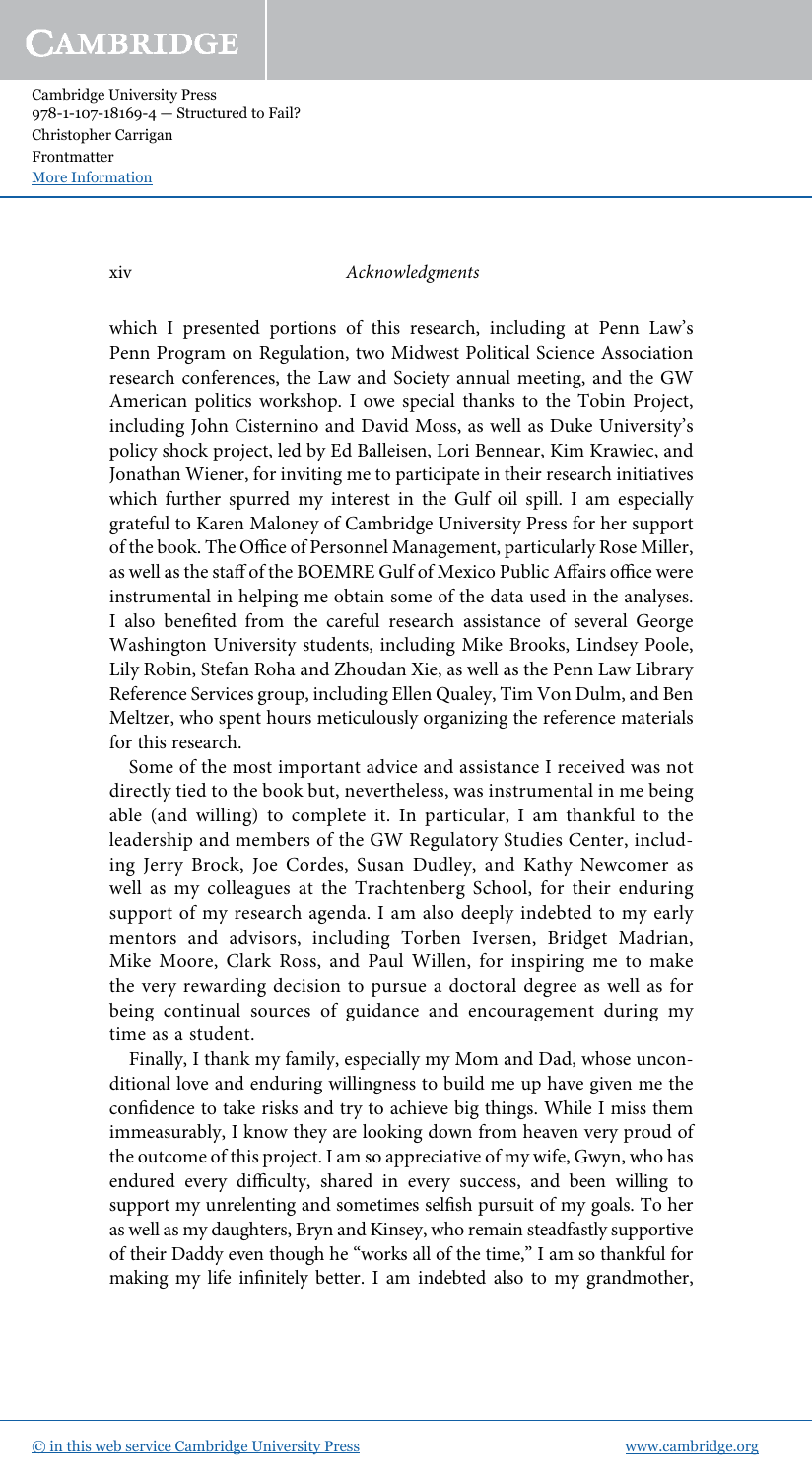which I presented portions of this research, including at Penn Law's Penn Program on Regulation, two Midwest Political Science Association research conferences, the Law and Society annual meeting, and the GW American politics workshop. I owe special thanks to the Tobin Project, including John Cisternino and David Moss, as well as Duke University's policy shock project, led by Ed Balleisen, Lori Bennear, Kim Krawiec, and Jonathan Wiener, for inviting me to participate in their research initiatives which further spurred my interest in the Gulf oil spill. I am especially grateful to Karen Maloney of Cambridge University Press for her support of the book. The Office of Personnel Management, particularly Rose Miller, as well as the staff of the BOEMRE Gulf of Mexico Public Affairs office were instrumental in helping me obtain some of the data used in the analyses. I also benefited from the careful research assistance of several George Washington University students, including Mike Brooks, Lindsey Poole, Lily Robin, Stefan Roha and Zhoudan Xie, as well as the Penn Law Library Reference Services group, including Ellen Qualey, Tim Von Dulm, and Ben Meltzer, who spent hours meticulously organizing the reference materials for this research.

Some of the most important advice and assistance I received was not directly tied to the book but, nevertheless, was instrumental in me being able (and willing) to complete it. In particular, I am thankful to the leadership and members of the GW Regulatory Studies Center, including Jerry Brock, Joe Cordes, Susan Dudley, and Kathy Newcomer as well as my colleagues at the Trachtenberg School, for their enduring support of my research agenda. I am also deeply indebted to my early mentors and advisors, including Torben Iversen, Bridget Madrian, Mike Moore, Clark Ross, and Paul Willen, for inspiring me to make the very rewarding decision to pursue a doctoral degree as well as for being continual sources of guidance and encouragement during my time as a student.

Finally, I thank my family, especially my Mom and Dad, whose unconditional love and enduring willingness to build me up have given me the confidence to take risks and try to achieve big things. While I miss them immeasurably, I know they are looking down from heaven very proud of the outcome of this project. I am so appreciative of my wife, Gwyn, who has endured every difficulty, shared in every success, and been willing to support my unrelenting and sometimes selfish pursuit of my goals. To her as well as my daughters, Bryn and Kinsey, who remain steadfastly supportive of their Daddy even though he "works all of the time," I am so thankful for making my life infinitely better. I am indebted also to my grandmother,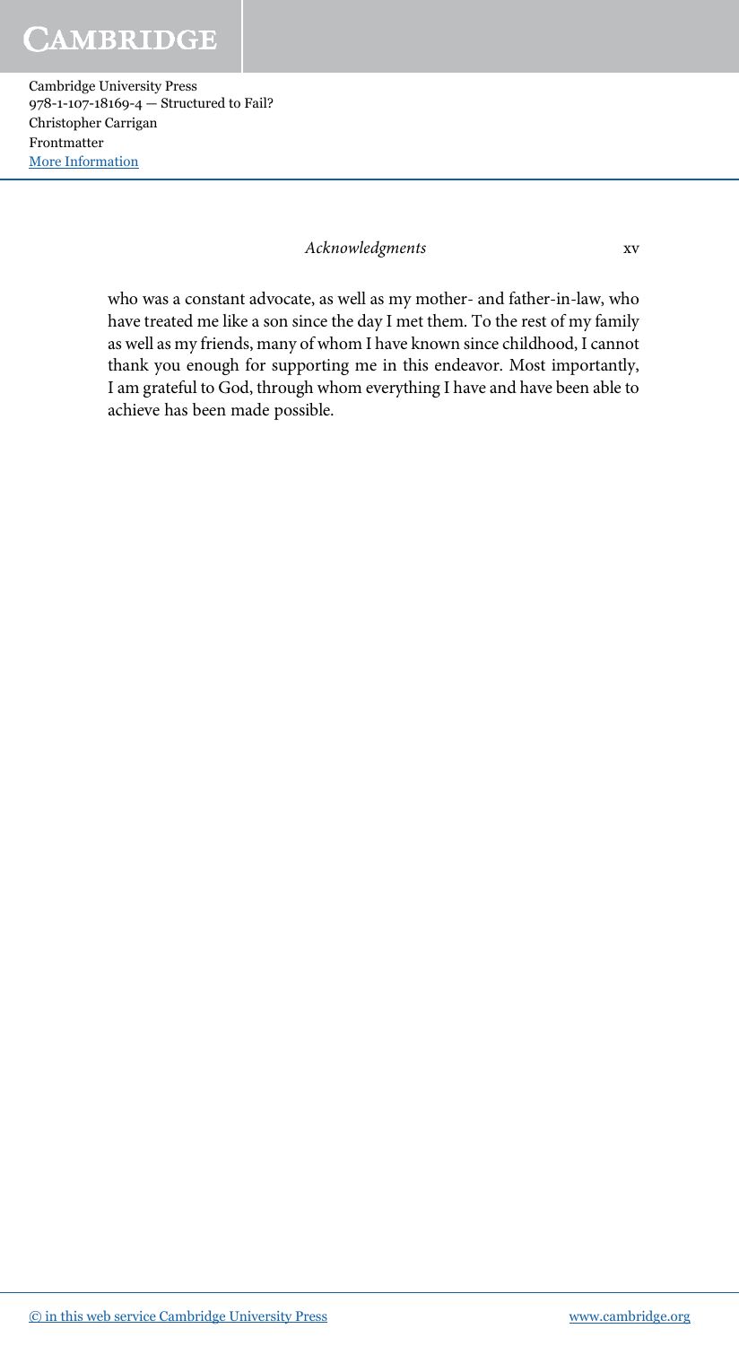who was a constant advocate, as well as my mother- and father-in-law, who have treated me like a son since the day I met them. To the rest of my family as well as my friends, many of whom I have known since childhood, I cannot thank you enough for supporting me in this endeavor. Most importantly, I am grateful to God, through whom everything I have and have been able to achieve has been made possible.